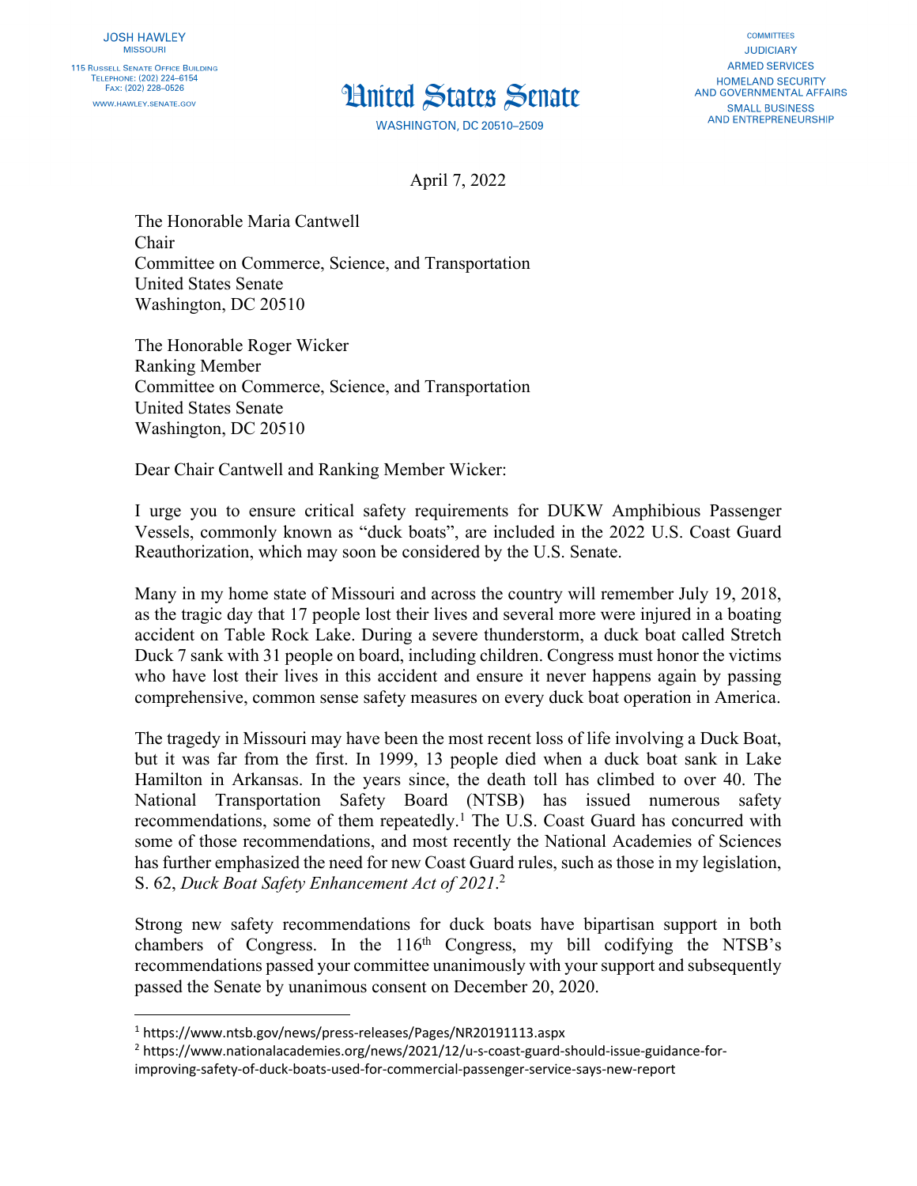JOSH HAWLEY
MISSOURI

115 Russell Senate Office Building
Telephone: (202) 224–6154
Fax: (202) 228–0526

WWW.HAWLEY.SENATE.GOV

# United States Senate

WASHINGTON, DC 20510–2509

COMMITTEES
JUDICIARY
ARMED SERVICES
HOMELAND SECURITY AND GOVERNMENTAL AFFAIRS
SMALL BUSINESS AND ENTREPRENEURSHIP

April 7, 2022

The Honorable Maria Cantwell
Chair
Committee on Commerce, Science, and Transportation
United States Senate
Washington, DC 20510

The Honorable Roger Wicker
Ranking Member
Committee on Commerce, Science, and Transportation
United States Senate
Washington, DC 20510

Dear Chair Cantwell and Ranking Member Wicker:

I urge you to ensure critical safety requirements for DUKW Amphibious Passenger Vessels, commonly known as "duck boats", are included in the 2022 U.S. Coast Guard Reauthorization, which may soon be considered by the U.S. Senate.

Many in my home state of Missouri and across the country will remember July 19, 2018, as the tragic day that 17 people lost their lives and several more were injured in a boating accident on Table Rock Lake. During a severe thunderstorm, a duck boat called Stretch Duck 7 sank with 31 people on board, including children. Congress must honor the victims who have lost their lives in this accident and ensure it never happens again by passing comprehensive, common sense safety measures on every duck boat operation in America.

The tragedy in Missouri may have been the most recent loss of life involving a Duck Boat, but it was far from the first. In 1999, 13 people died when a duck boat sank in Lake Hamilton in Arkansas. In the years since, the death toll has climbed to over 40. The National Transportation Safety Board (NTSB) has issued numerous safety recommendations, some of them repeatedly.[1] The U.S. Coast Guard has concurred with some of those recommendations, and most recently the National Academies of Sciences has further emphasized the need for new Coast Guard rules, such as those in my legislation, S. 62, *Duck Boat Safety Enhancement Act of 2021*.[2]

Strong new safety recommendations for duck boats have bipartisan support in both chambers of Congress. In the 116th Congress, my bill codifying the NTSB's recommendations passed your committee unanimously with your support and subsequently passed the Senate by unanimous consent on December 20, 2020.

[1] https://www.ntsb.gov/news/press-releases/Pages/NR20191113.aspx

[2] https://www.nationalacademies.org/news/2021/12/u-s-coast-guard-should-issue-guidance-for-improving-safety-of-duck-boats-used-for-commercial-passenger-service-says-new-report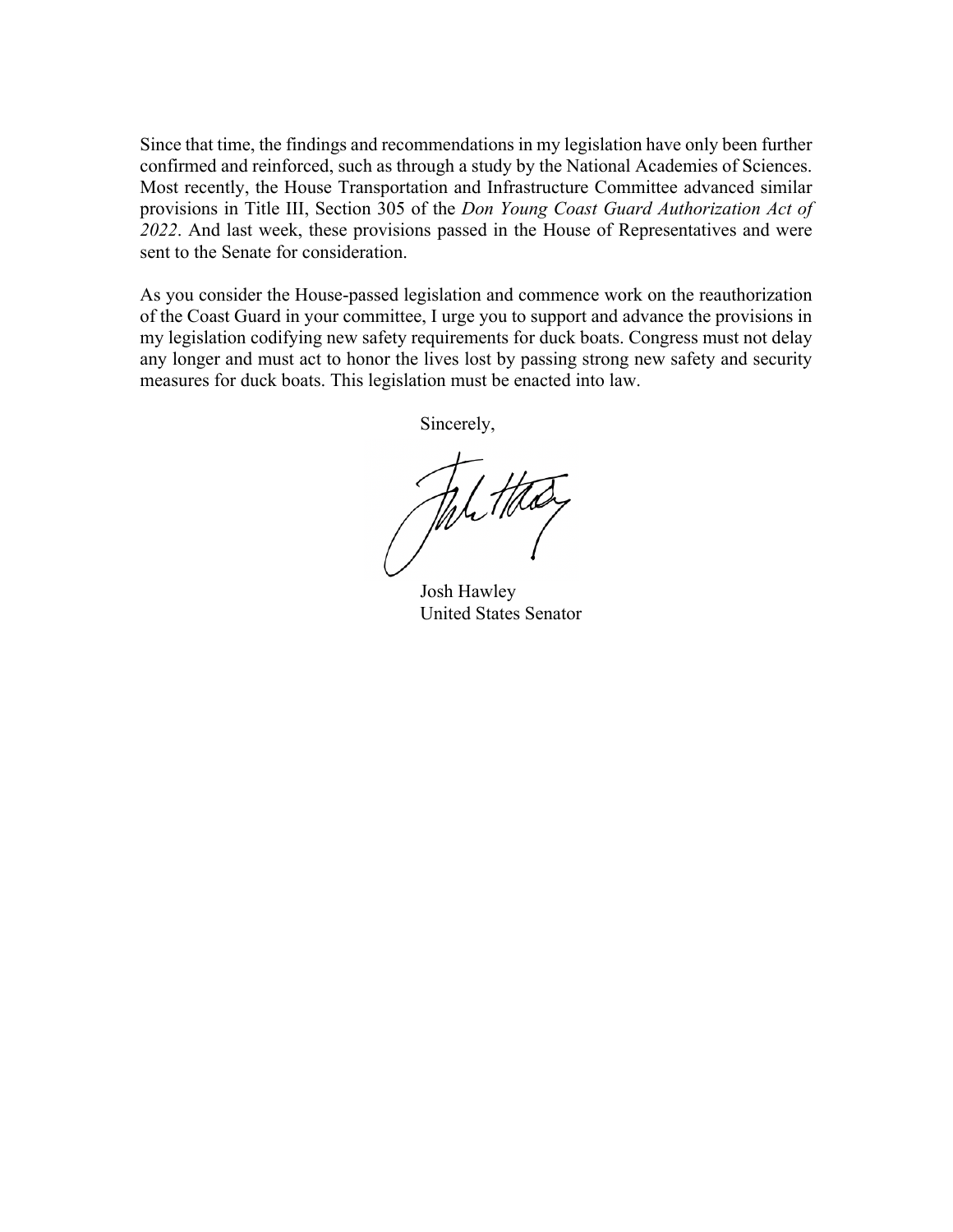Since that time, the findings and recommendations in my legislation have only been further confirmed and reinforced, such as through a study by the National Academies of Sciences. Most recently, the House Transportation and Infrastructure Committee advanced similar provisions in Title III, Section 305 of the *Don Young Coast Guard Authorization Act of 2022*. And last week, these provisions passed in the House of Representatives and were sent to the Senate for consideration.

As you consider the House-passed legislation and commence work on the reauthorization of the Coast Guard in your committee, I urge you to support and advance the provisions in my legislation codifying new safety requirements for duck boats. Congress must not delay any longer and must act to honor the lives lost by passing strong new safety and security measures for duck boats. This legislation must be enacted into law.

Sincerely,

Josh Hawley
United States Senator